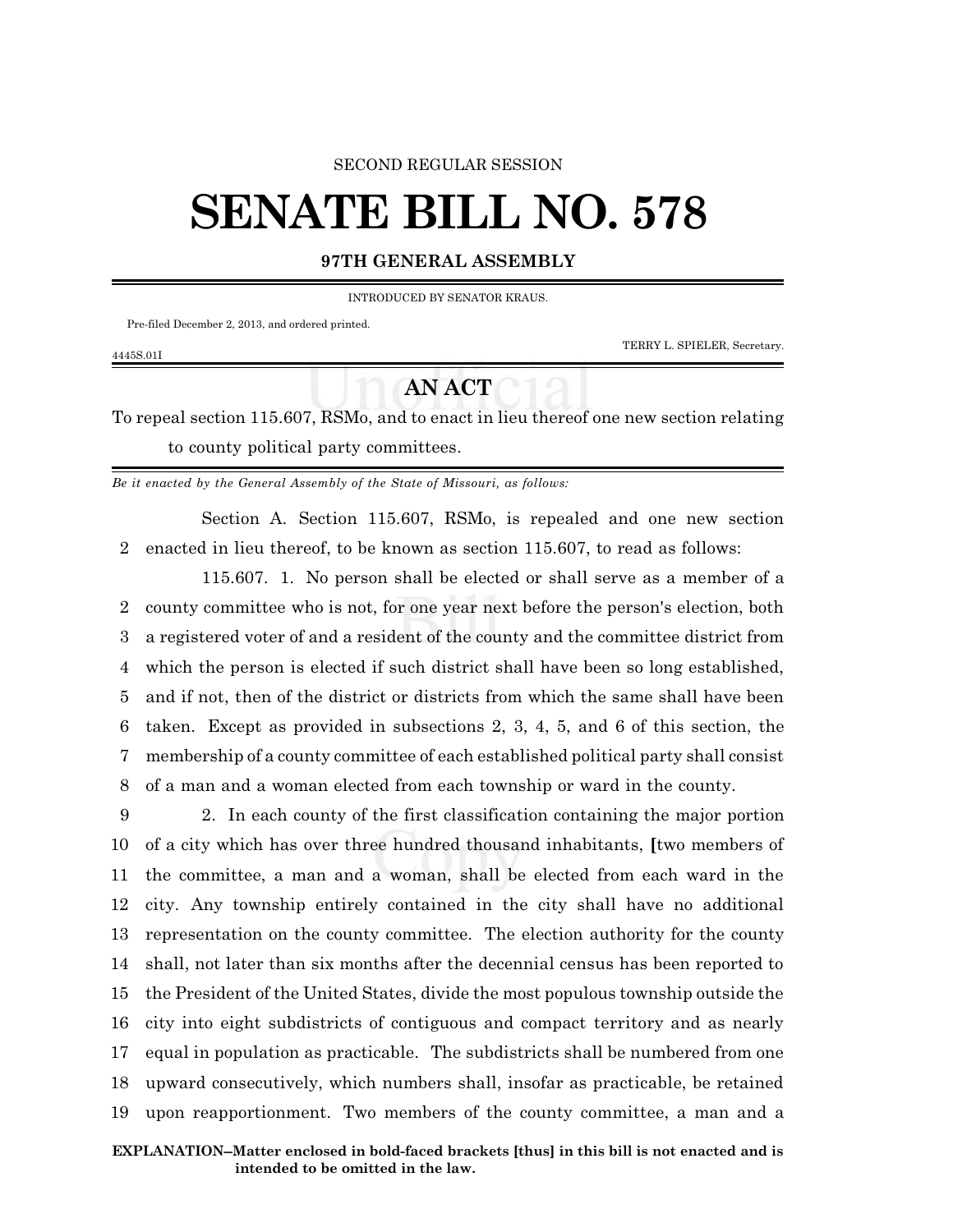SECOND REGULAR SESSION

# SENATE BILL NO. 578

**97TH GENERAL ASSEMBLY**

INTRODUCED BY SENATOR KRAUS.

Pre-filed December 2, 2013, and ordered printed.

TERRY L. SPIELER, Secretary.

4445S.01I

## AN ACT

To repeal section 115.607, RSMo, and to enact in lieu thereof one new section relating to county political party committees.

*Be it enacted by the General Assembly of the State of Missouri, as follows:*

Section A. Section 115.607, RSMo, is repealed and one new section enacted in lieu thereof, to be known as section 115.607, to read as follows:

115.607. 1. No person shall be elected or shall serve as a member of a county committee who is not, for one year next before the person's election, both a registered voter of and a resident of the county and the committee district from which the person is elected if such district shall have been so long established, and if not, then of the district or districts from which the same shall have been taken. Except as provided in subsections 2, 3, 4, 5, and 6 of this section, the membership of a county committee of each established political party shall consist of a man and a woman elected from each township or ward in the county.

2. In each county of the first classification containing the major portion of a city which has over three hundred thousand inhabitants, **[**two members of the committee, a man and a woman, shall be elected from each ward in the city. Any township entirely contained in the city shall have no additional representation on the county committee. The election authority for the county shall, not later than six months after the decennial census has been reported to the President of the United States, divide the most populous township outside the city into eight subdistricts of contiguous and compact territory and as nearly equal in population as practicable. The subdistricts shall be numbered from one upward consecutively, which numbers shall, insofar as practicable, be retained upon reapportionment. Two members of the county committee, a man and a

**EXPLANATION–Matter enclosed in bold-faced brackets [thus] in this bill is not enacted and is intended to be omitted in the law.**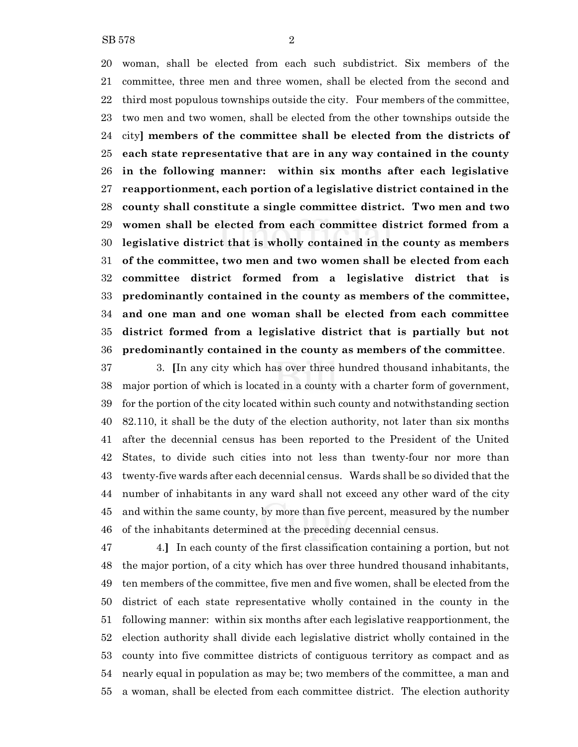20 woman, shall be elected from each such subdistrict. Six members of the
21 committee, three men and three women, shall be elected from the second and
22 third most populous townships outside the city. Four members of the committee,
23 two men and two women, shall be elected from the other townships outside the
24 city**] members of the committee shall be elected from the districts of**
25 **each state representative that are in any way contained in the county**
26 **in the following manner: within six months after each legislative**
27 **reapportionment, each portion of a legislative district contained in the**
28 **county shall constitute a single committee district. Two men and two**
29 **women shall be elected from each committee district formed from a**
30 **legislative district that is wholly contained in the county as members**
31 **of the committee, two men and two women shall be elected from each**
32 **committee district formed from a legislative district that is**
33 **predominantly contained in the county as members of the committee,**
34 **and one man and one woman shall be elected from each committee**
35 **district formed from a legislative district that is partially but not**
36 **predominantly contained in the county as members of the committee**.

37 3. **[**In any city which has over three hundred thousand inhabitants, the
38 major portion of which is located in a county with a charter form of government,
39 for the portion of the city located within such county and notwithstanding section
40 82.110, it shall be the duty of the election authority, not later than six months
41 after the decennial census has been reported to the President of the United
42 States, to divide such cities into not less than twenty-four nor more than
43 twenty-five wards after each decennial census. Wards shall be so divided that the
44 number of inhabitants in any ward shall not exceed any other ward of the city
45 and within the same county, by more than five percent, measured by the number
46 of the inhabitants determined at the preceding decennial census.

47 4.**]** In each county of the first classification containing a portion, but not
48 the major portion, of a city which has over three hundred thousand inhabitants,
49 ten members of the committee, five men and five women, shall be elected from the
50 district of each state representative wholly contained in the county in the
51 following manner: within six months after each legislative reapportionment, the
52 election authority shall divide each legislative district wholly contained in the
53 county into five committee districts of contiguous territory as compact and as
54 nearly equal in population as may be; two members of the committee, a man and
55 a woman, shall be elected from each committee district. The election authority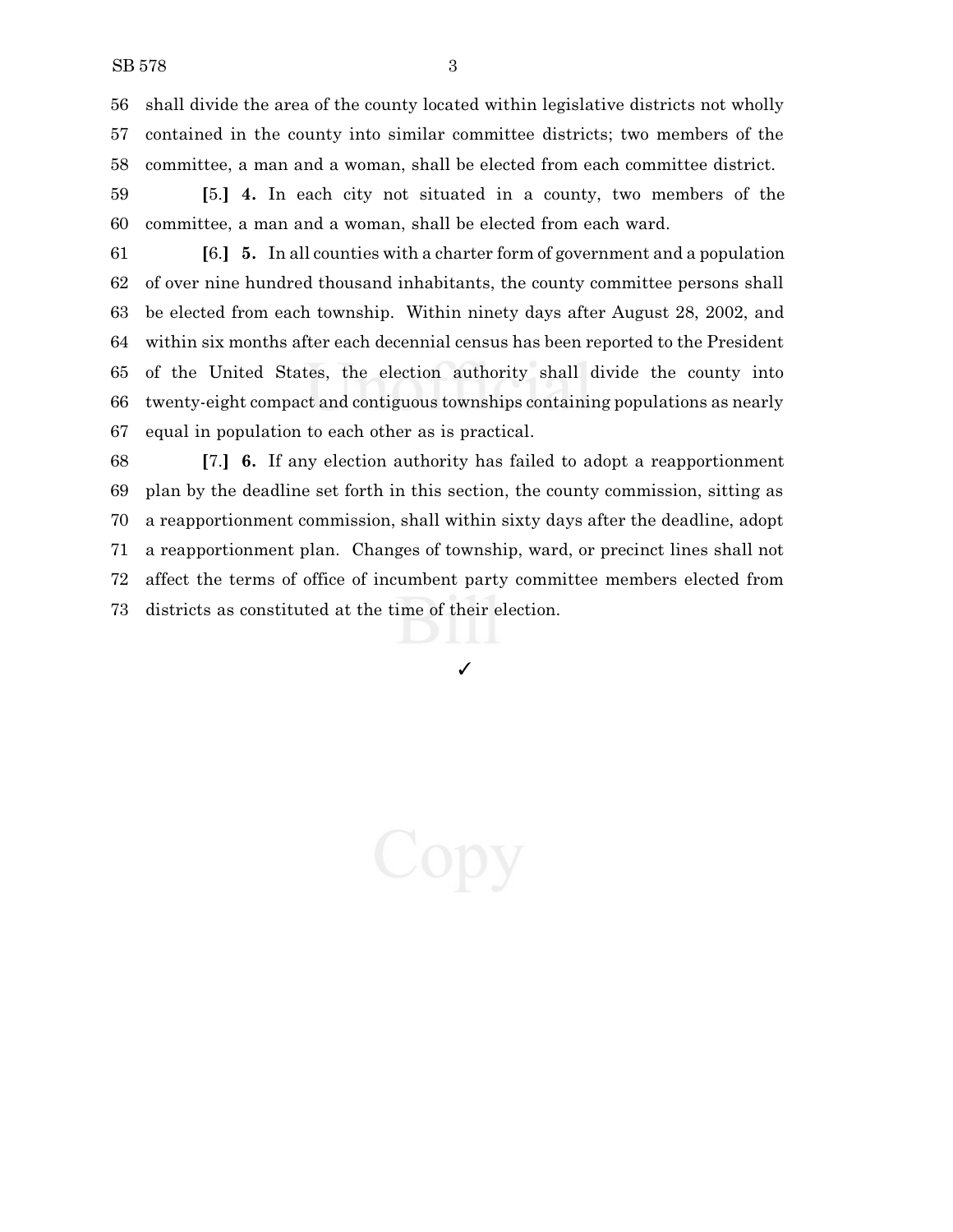shall divide the area of the county located within legislative districts not wholly contained in the county into similar committee districts; two members of the committee, a man and a woman, shall be elected from each committee district.

[5.] **4.** In each city not situated in a county, two members of the committee, a man and a woman, shall be elected from each ward.

[6.] **5.** In all counties with a charter form of government and a population of over nine hundred thousand inhabitants, the county committee persons shall be elected from each township. Within ninety days after August 28, 2002, and within six months after each decennial census has been reported to the President of the United States, the election authority shall divide the county into twenty-eight compact and contiguous townships containing populations as nearly equal in population to each other as is practical.

[7.] **6.** If any election authority has failed to adopt a reapportionment plan by the deadline set forth in this section, the county commission, sitting as a reapportionment commission, shall within sixty days after the deadline, adopt a reapportionment plan. Changes of township, ward, or precinct lines shall not affect the terms of office of incumbent party committee members elected from districts as constituted at the time of their election.

✓